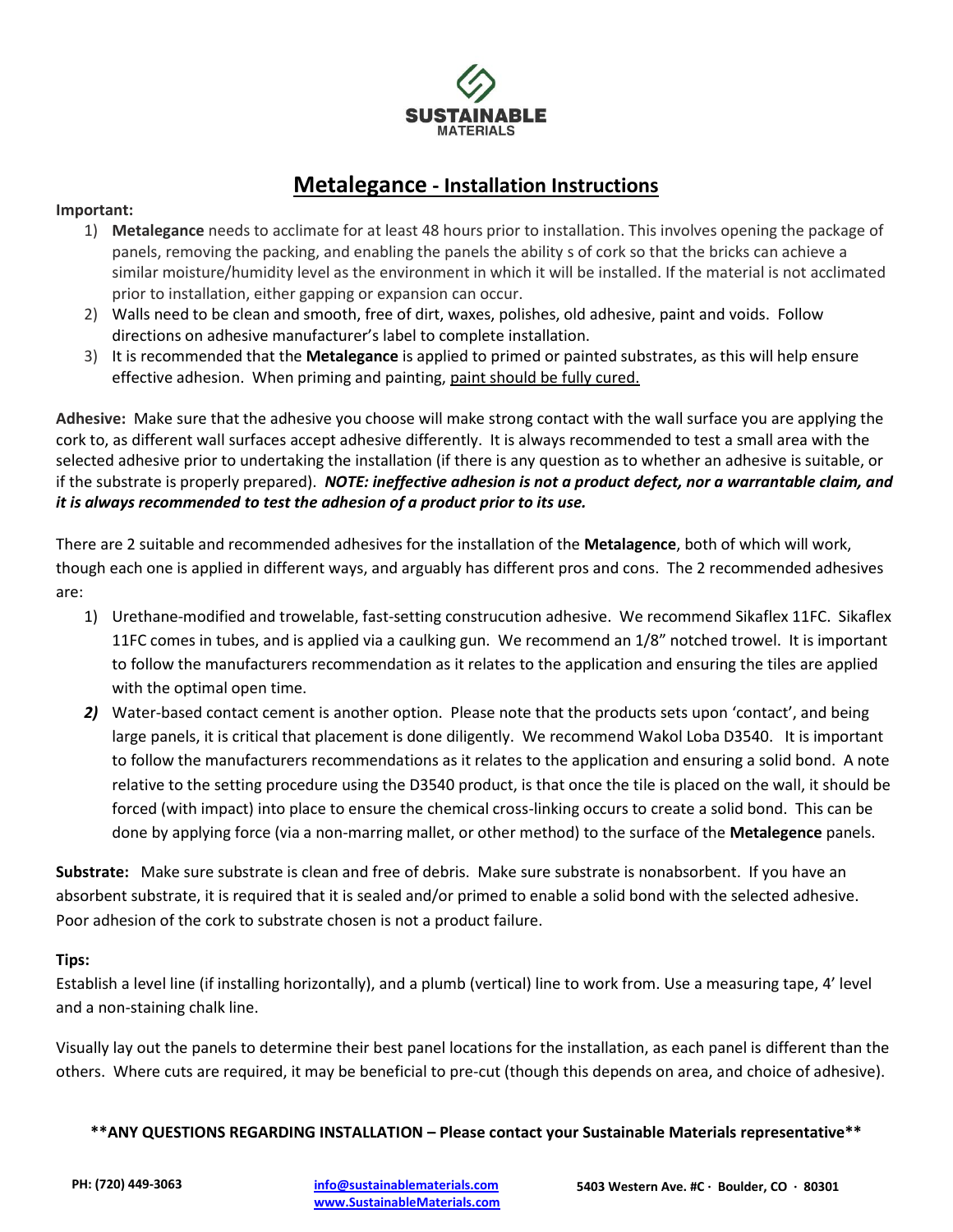SUSTAINABLE
MATERIALS

# Metalegance - Installation Instructions

**Important:**

1) **Metalegance** needs to acclimate for at least 48 hours prior to installation. This involves opening the package of panels, removing the packing, and enabling the panels the ability s of cork so that the bricks can achieve a similar moisture/humidity level as the environment in which it will be installed. If the material is not acclimated prior to installation, either gapping or expansion can occur.
2) Walls need to be clean and smooth, free of dirt, waxes, polishes, old adhesive, paint and voids. Follow directions on adhesive manufacturer's label to complete installation.
3) It is recommended that the **Metalegance** is applied to primed or painted substrates, as this will help ensure effective adhesion. When priming and painting, <u>paint should be fully cured.</u>

**Adhesive:** Make sure that the adhesive you choose will make strong contact with the wall surface you are applying the cork to, as different wall surfaces accept adhesive differently. It is always recommended to test a small area with the selected adhesive prior to undertaking the installation (if there is any question as to whether an adhesive is suitable, or if the substrate is properly prepared). ***NOTE: ineffective adhesion is not a product defect, nor a warrantable claim, and it is always recommended to test the adhesion of a product prior to its use.***

There are 2 suitable and recommended adhesives for the installation of the **Metalagence**, both of which will work, though each one is applied in different ways, and arguably has different pros and cons. The 2 recommended adhesives are:

1) Urethane-modified and trowelable, fast-setting construcution adhesive. We recommend Sikaflex 11FC. Sikaflex 11FC comes in tubes, and is applied via a caulking gun. We recommend an 1/8" notched trowel. It is important to follow the manufacturers recommendation as it relates to the application and ensuring the tiles are applied with the optimal open time.
2) Water-based contact cement is another option. Please note that the products sets upon 'contact', and being large panels, it is critical that placement is done diligently. We recommend Wakol Loba D3540. It is important to follow the manufacturers recommendations as it relates to the application and ensuring a solid bond. A note relative to the setting procedure using the D3540 product, is that once the tile is placed on the wall, it should be forced (with impact) into place to ensure the chemical cross-linking occurs to create a solid bond. This can be done by applying force (via a non-marring mallet, or other method) to the surface of the **Metalegence** panels.

**Substrate:** Make sure substrate is clean and free of debris. Make sure substrate is nonabsorbent. If you have an absorbent substrate, it is required that it is sealed and/or primed to enable a solid bond with the selected adhesive. Poor adhesion of the cork to substrate chosen is not a product failure.

**Tips:**

Establish a level line (if installing horizontally), and a plumb (vertical) line to work from. Use a measuring tape, 4' level and a non-staining chalk line.

Visually lay out the panels to determine their best panel locations for the installation, as each panel is different than the others. Where cuts are required, it may be beneficial to pre-cut (though this depends on area, and choice of adhesive).

**\*\*ANY QUESTIONS REGARDING INSTALLATION – Please contact your Sustainable Materials representative\*\***

**PH: (720) 449-3063** | **info@sustainablematerials.com** | **www.SustainableMaterials.com** | **5403 Western Ave. #C · Boulder, CO · 80301**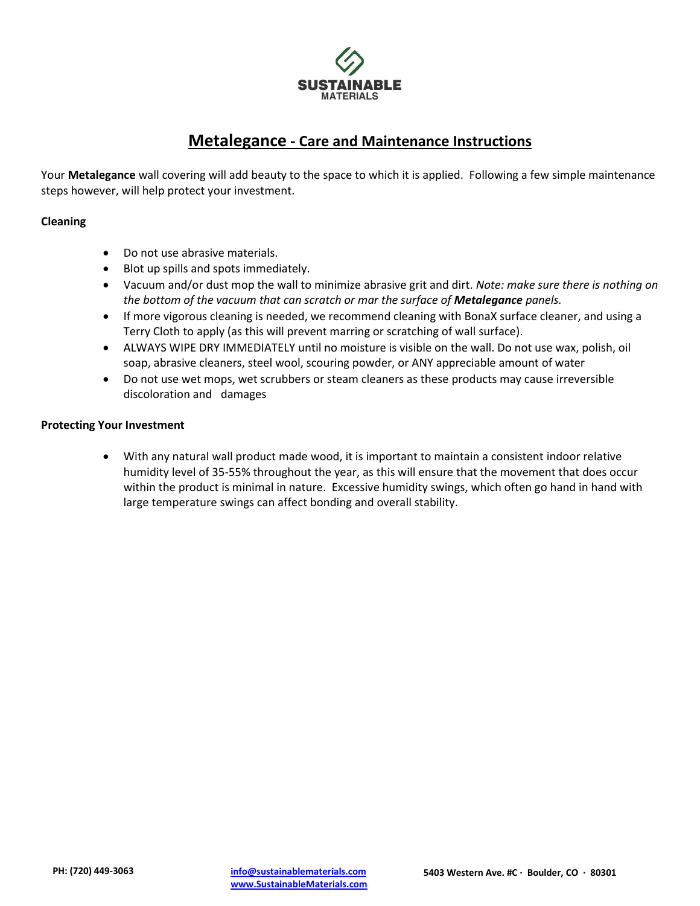SUSTAINABLE
MATERIALS

# **Metalegance - Care and Maintenance Instructions**

Your **Metalegance** wall covering will add beauty to the space to which it is applied. Following a few simple maintenance steps however, will help protect your investment.

**Cleaning**

- Do not use abrasive materials.
- Blot up spills and spots immediately.
- Vacuum and/or dust mop the wall to minimize abrasive grit and dirt. *Note: make sure there is nothing on the bottom of the vacuum that can scratch or mar the surface of **Metalegance** panels.*
- If more vigorous cleaning is needed, we recommend cleaning with BonaX surface cleaner, and using a Terry Cloth to apply (as this will prevent marring or scratching of wall surface).
- ALWAYS WIPE DRY IMMEDIATELY until no moisture is visible on the wall. Do not use wax, polish, oil soap, abrasive cleaners, steel wool, scouring powder, or ANY appreciable amount of water
- Do not use wet mops, wet scrubbers or steam cleaners as these products may cause irreversible discoloration and damages

**Protecting Your Investment**

- With any natural wall product made wood, it is important to maintain a consistent indoor relative humidity level of 35-55% throughout the year, as this will ensure that the movement that does occur within the product is minimal in nature. Excessive humidity swings, which often go hand in hand with large temperature swings can affect bonding and overall stability.

**PH: (720) 449-3063** info@sustainablematerials.com www.SustainableMaterials.com **5403 Western Ave. #C · Boulder, CO · 80301**